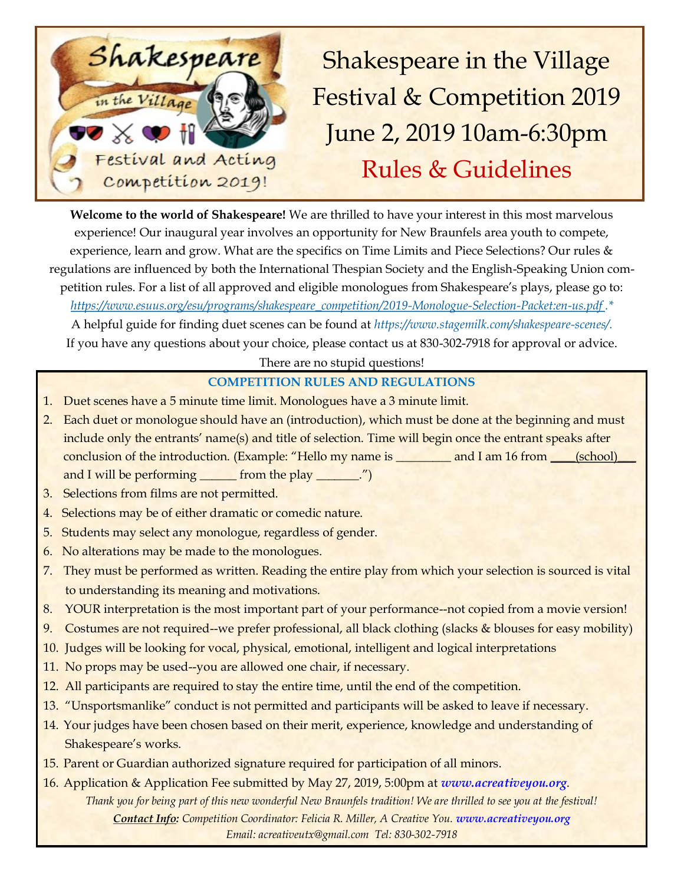# Shakespeare in the Village Festival & Competition 2019

## June 2, 2019 10am-6:30pm

## Rules & Guidelines

**Welcome to the world of Shakespeare!** We are thrilled to have your interest in this most marvelous experience! Our inaugural year involves an opportunity for New Braunfels area youth to compete, experience, learn and grow. What are the specifics on Time Limits and Piece Selections? Our rules & regulations are influenced by both the International Thespian Society and the English-Speaking Union competition rules. For a list of all approved and eligible monologues from Shakespeare's plays, please go to: *https://www.esuus.org/esu/programs/shakespeare_competition/2019-Monologue-Selection-Packet:en-us.pdf .**

A helpful guide for finding duet scenes can be found at *https://www.stagemilk.com/shakespeare-scenes/.*

If you have any questions about your choice, please contact us at 830-302-7918 for approval or advice. There are no stupid questions!

### COMPETITION RULES AND REGULATIONS

1. Duet scenes have a 5 minute time limit. Monologues have a 3 minute limit.
2. Each duet or monologue should have an (introduction), which must be done at the beginning and must include only the entrants' name(s) and title of selection. Time will begin once the entrant speaks after conclusion of the introduction. (Example: "Hello my name is _________ and I am 16 from ____(school)___ and I will be performing ______ from the play _______.")
3. Selections from films are not permitted.
4. Selections may be of either dramatic or comedic nature.
5. Students may select any monologue, regardless of gender.
6. No alterations may be made to the monologues.
7. They must be performed as written. Reading the entire play from which your selection is sourced is vital to understanding its meaning and motivations.
8. YOUR interpretation is the most important part of your performance--not copied from a movie version!
9. Costumes are not required--we prefer professional, all black clothing (slacks & blouses for easy mobility)
10. Judges will be looking for vocal, physical, emotional, intelligent and logical interpretations
11. No props may be used--you are allowed one chair, if necessary.
12. All participants are required to stay the entire time, until the end of the competition.
13. "Unsportsmanlike" conduct is not permitted and participants will be asked to leave if necessary.
14. Your judges have been chosen based on their merit, experience, knowledge and understanding of Shakespeare's works.
15. Parent or Guardian authorized signature required for participation of all minors.
16. Application & Application Fee submitted by May 27, 2019, 5:00pm at ***www.acreativeyou.org***.

*Thank you for being part of this new wonderful New Braunfels tradition! We are thrilled to see you at the festival!*

***Contact Info:*** *Competition Coordinator: Felicia R. Miller, A Creative You.* ***www.acreativeyou.org***

*Email: acreativeutx@gmail.com Tel: 830-302-7918*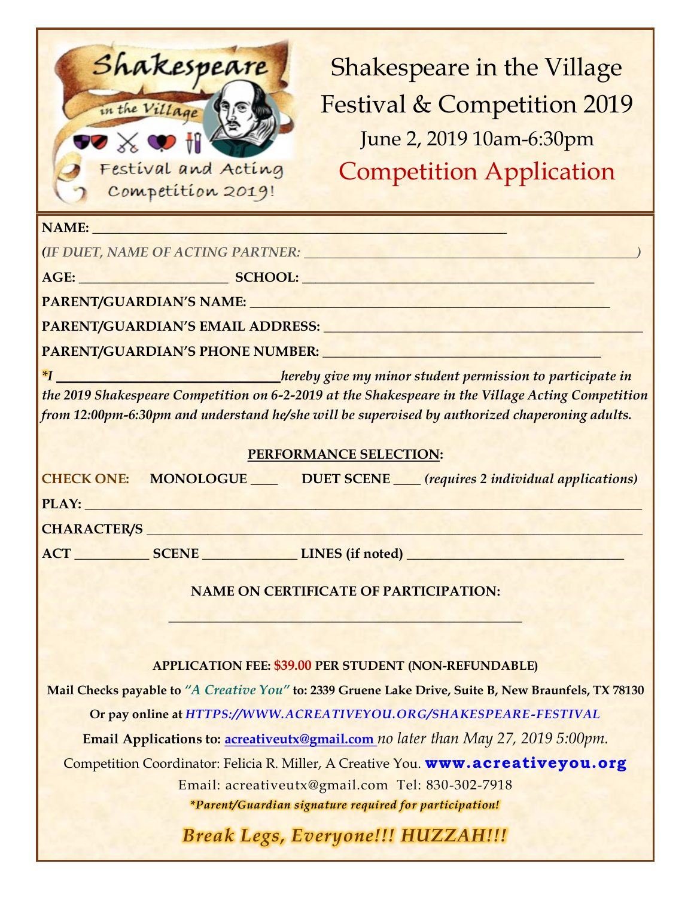Shakespeare in the Village

in the Village

Festival and Acting Competition 2019!

# Shakespeare in the Village Festival & Competition 2019

June 2, 2019 10am-6:30pm

## Competition Application

**NAME:** ____________________________________________________________

*(IF DUET, NAME OF ACTING PARTNER: _______________________________________________)*

**AGE:** _____________________ **SCHOOL:** __________________________________________

**PARENT/GUARDIAN'S NAME:** ____________________________________________________

**PARENT/GUARDIAN'S EMAIL ADDRESS:** ____________________________________________

**PARENT/GUARDIAN'S PHONE NUMBER:** ________________________________________

***I _______________________________hereby give my minor student permission to participate in the 2019 Shakespeare Competition on 6-2-2019 at the Shakespeare in the Village Acting Competition from 12:00pm-6:30pm and understand he/she will be supervised by authorized chaperoning adults.***

**PERFORMANCE SELECTION:**

**CHECK ONE:** **MONOLOGUE** ____ **DUET SCENE** ____ *(requires 2 individual applications)*

**PLAY:** ____________________________________________________________________________

**CHARACTER/S** ______________________________________________________________________

**ACT** __________ **SCENE** _____________ **LINES (if noted)** _______________________________

**NAME ON CERTIFICATE OF PARTICIPATION:**

___________________________________________________

**APPLICATION FEE: $39.00 PER STUDENT (NON-REFUNDABLE)**

**Mail Checks payable to** ***"A Creative You"*** **to: 2339 Gruene Lake Drive, Suite B, New Braunfels, TX 78130**

**Or pay online at** ***HTTPS://WWW.ACREATIVEYOU.ORG/SHAKESPEARE-FESTIVAL***

**Email Applications to: acreativeutx@gmail.com** *no later than May 27, 2019 5:00pm.*

Competition Coordinator: Felicia R. Miller, A Creative You. **www.acreativeyou.org**

Email: acreativeutx@gmail.com Tel: 830-302-7918

***\*Parent/Guardian signature required for participation!***

***Break Legs, Everyone!!! HUZZAH!!!***